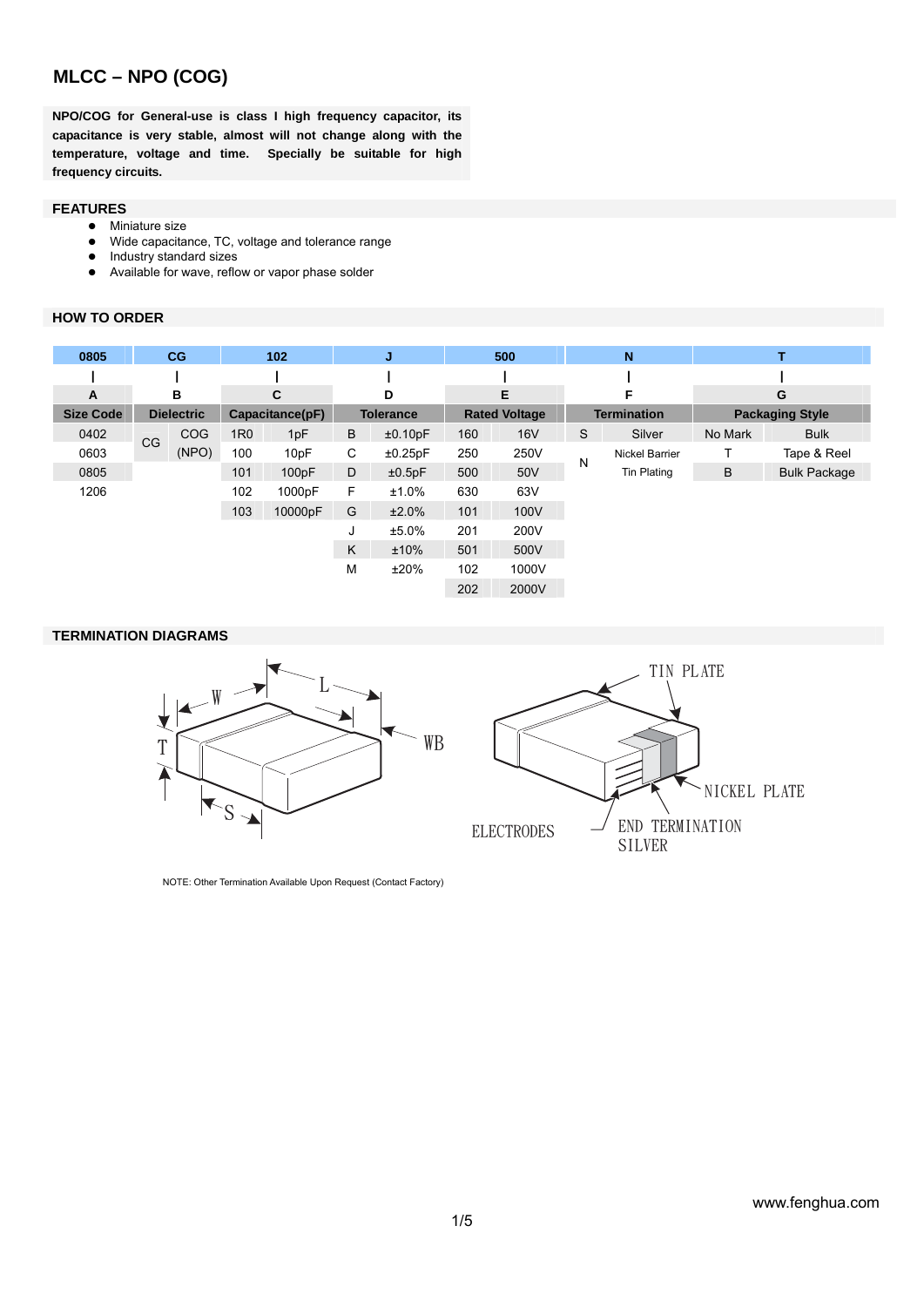# MLCC – NPO (COG)

**NPO/COG for General-use is class I high frequency capacitor, its capacitance is very stable, almost will not change along with the temperature, voltage and time. Specially be suitable for high frequency circuits.**

## FEATURES

- Miniature size
- Wide capacitance, TC, voltage and tolerance range
- Industry standard sizes
- Available for wave, reflow or vapor phase solder

## HOW TO ORDER

| 0805 | CG | | 102 | | J | | 500 | | N | | T | |
|---|---|---|---|---|---|---|---|---|---|---|---|---|
| A | B | | C | | D | | E | | F | | G | |
| **Size Code** | **Dielectric** | | **Capacitance(pF)** | | **Tolerance** | | **Rated Voltage** | | **Termination** | | **Packaging Style** | |
| 0402 | CG | COG | 1R0 | 1pF | B | ±0.10pF | 160 | 16V | S | Silver | No Mark | Bulk |
| 0603 | | (NPO) | 100 | 10pF | C | ±0.25pF | 250 | 250V | N | Nickel Barrier | T | Tape & Reel |
| 0805 | | | 101 | 100pF | D | ±0.5pF | 500 | 50V | | Tin Plating | B | Bulk Package |
| 1206 | | | 102 | 1000pF | F | ±1.0% | 630 | 63V | | | | |
| | | | 103 | 10000pF | G | ±2.0% | 101 | 100V | | | | |
| | | | | | J | ±5.0% | 201 | 200V | | | | |
| | | | | | K | ±10% | 501 | 500V | | | | |
| | | | | | M | ±20% | 102 | 1000V | | | | |
| | | | | | | | 202 | 2000V | | | | |

## TERMINATION DIAGRAMS

NOTE: Other Termination Available Upon Request (Contact Factory)

www.fenghua.com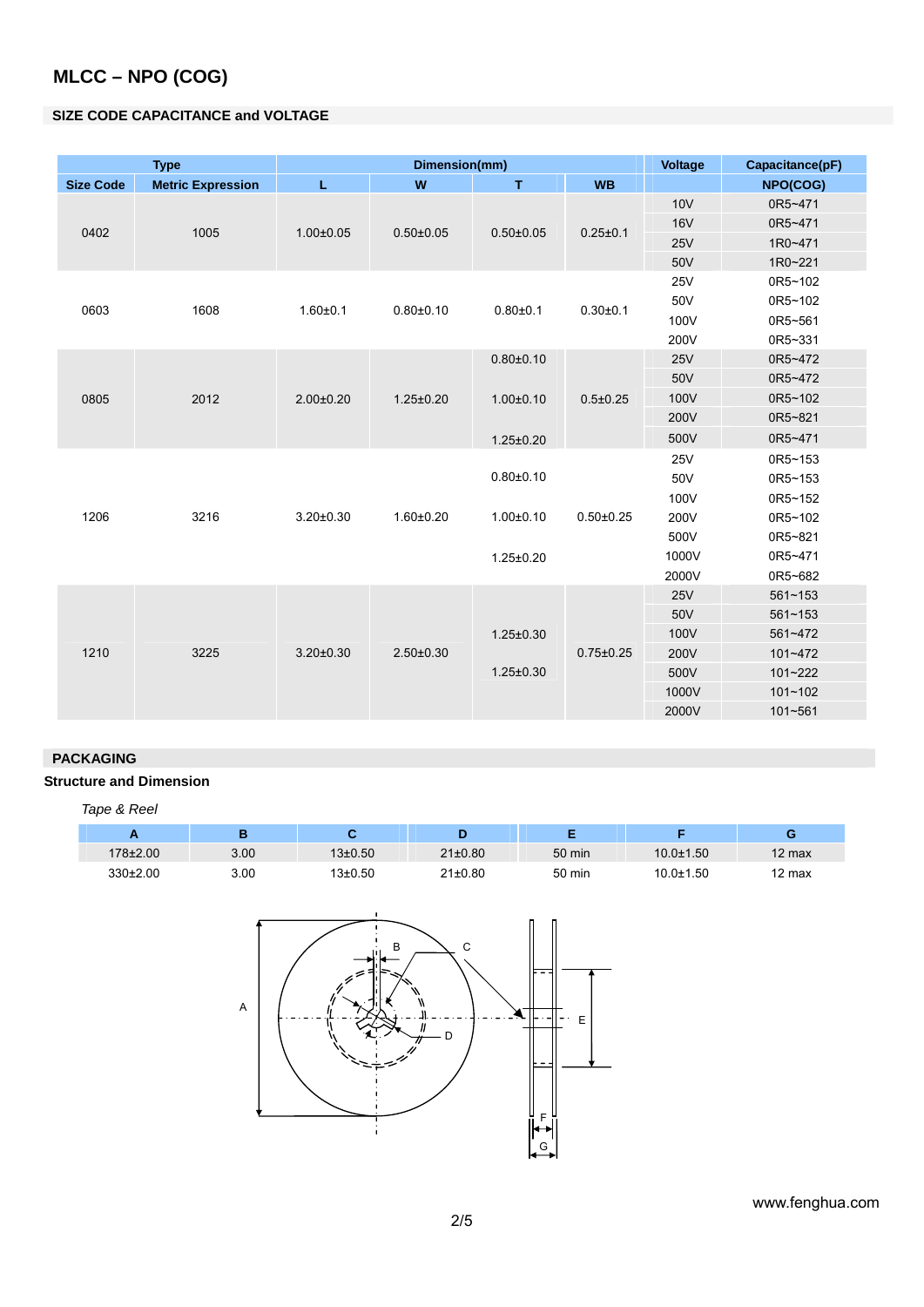# MLCC – NPO (COG)

## SIZE CODE CAPACITANCE and VOLTAGE

| Type | | Dimension(mm) | | | | Voltage | Capacitance(pF) |
|---|---|---|---|---|---|---|---|
| Size Code | Metric Expression | L | W | T | WB | | NPO(COG) |
| 0402 | 1005 | 1.00±0.05 | 0.50±0.05 | 0.50±0.05 | 0.25±0.1 | 10V | 0R5~471 |
| | | | | | | 16V | 0R5~471 |
| | | | | | | 25V | 1R0~471 |
| | | | | | | 50V | 1R0~221 |
| 0603 | 1608 | 1.60±0.1 | 0.80±0.10 | 0.80±0.1 | 0.30±0.1 | 25V | 0R5~102 |
| | | | | | | 50V | 0R5~102 |
| | | | | | | 100V | 0R5~561 |
| | | | | | | 200V | 0R5~331 |
| 0805 | 2012 | 2.00±0.20 | 1.25±0.20 | 0.80±0.10 | 0.5±0.25 | 25V | 0R5~472 |
| | | | | | | 50V | 0R5~472 |
| | | | | 1.00±0.10 | | 100V | 0R5~102 |
| | | | | | | 200V | 0R5~821 |
| | | | | 1.25±0.20 | | 500V | 0R5~471 |
| 1206 | 3216 | 3.20±0.30 | 1.60±0.20 | | 0.50±0.25 | 25V | 0R5~153 |
| | | | | 0.80±0.10 | | 50V | 0R5~153 |
| | | | | | | 100V | 0R5~152 |
| | | | | 1.00±0.10 | | 200V | 0R5~102 |
| | | | | | | 500V | 0R5~821 |
| | | | | 1.25±0.20 | | 1000V | 0R5~471 |
| | | | | | | 2000V | 0R5~682 |
| 1210 | 3225 | 3.20±0.30 | 2.50±0.30 | | 0.75±0.25 | 25V | 561~153 |
| | | | | | | 50V | 561~153 |
| | | | | 1.25±0.30 | | 100V | 561~472 |
| | | | | | | 200V | 101~472 |
| | | | | 1.25±0.30 | | 500V | 101~222 |
| | | | | | | 1000V | 101~102 |
| | | | | | | 2000V | 101~561 |

## PACKAGING

### Structure and Dimension

*Tape & Reel*

| A | B | C | D | E | F | G |
|---|---|---|---|---|---|---|
| 178±2.00 | 3.00 | 13±0.50 | 21±0.80 | 50 min | 10.0±1.50 | 12 max |
| 330±2.00 | 3.00 | 13±0.50 | 21±0.80 | 50 min | 10.0±1.50 | 12 max |

www.fenghua.com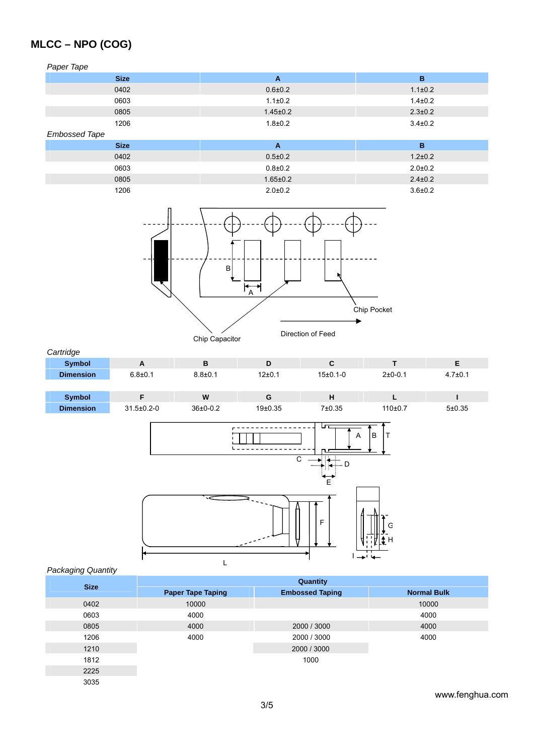## MLCC – NPO (COG)

*Paper Tape*

| Size | A | B |
|---|---|---|
| 0402 | 0.6±0.2 | 1.1±0.2 |
| 0603 | 1.1±0.2 | 1.4±0.2 |
| 0805 | 1.45±0.2 | 2.3±0.2 |
| 1206 | 1.8±0.2 | 3.4±0.2 |

*Embossed Tape*

| Size | A | B |
|---|---|---|
| 0402 | 0.5±0.2 | 1.2±0.2 |
| 0603 | 0.8±0.2 | 2.0±0.2 |
| 0805 | 1.65±0.2 | 2.4±0.2 |
| 1206 | 2.0±0.2 | 3.6±0.2 |

B

A

Chip Pocket

Chip Capacitor

Direction of Feed

*Cartridge*

| Symbol | A | B | D | C | T | E |
|---|---|---|---|---|---|---|
| Dimension | 6.8±0.1 | 8.8±0.1 | 12±0.1 | 15±0.1-0 | 2±0-0.1 | 4.7±0.1 |

| Symbol | F | W | G | H | L | I |
|---|---|---|---|---|---|---|
| Dimension | 31.5±0.2-0 | 36±0-0.2 | 19±0.35 | 7±0.35 | 110±0.7 | 5±0.35 |

A B T

C D

E

F

G

H

L

I

*Packaging Quantity*

| Size | Quantity | | |
|---|---|---|---|
| | Paper Tape Taping | Embossed Taping | Normal Bulk |
| 0402 | 10000 | | 10000 |
| 0603 | 4000 | | 4000 |
| 0805 | 4000 | 2000 / 3000 | 4000 |
| 1206 | 4000 | 2000 / 3000 | 4000 |
| 1210 | | 2000 / 3000 | |
| 1812 | | 1000 | |
| 2225 | | | |
| 3035 | | | |

www.fenghua.com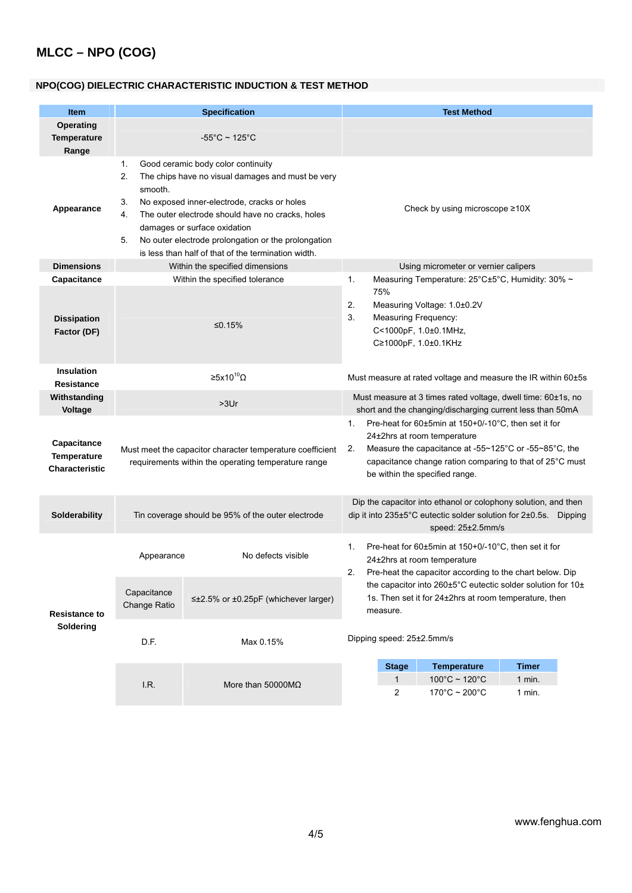# MLCC – NPO (COG)

## NPO(COG) DIELECTRIC CHARACTERISTIC INDUCTION & TEST METHOD

| Item | Specification | | Test Method |
|---|---|---|---|
| Operating Temperature Range | -55°C ~ 125°C | | |
| Appearance | 1. Good ceramic body color continuity<br>2. The chips have no visual damages and must be very smooth.<br>3. No exposed inner-electrode, cracks or holes<br>4. The outer electrode should have no cracks, holes damages or surface oxidation<br>5. No outer electrode prolongation or the prolongation is less than half of that of the termination width. | | Check by using microscope ≥10X |
| Dimensions | Within the specified dimensions | | Using micrometer or vernier calipers |
| Capacitance | Within the specified tolerance | | 1. Measuring Temperature: 25°C±5°C, Humidity: 30% ~ 75%<br>2. Measuring Voltage: 1.0±0.2V<br>3. Measuring Frequency:<br>C<1000pF, 1.0±0.1MHz,<br>C≥1000pF, 1.0±0.1KHz |
| Dissipation Factor (DF) | ≤0.15% | | |
| Insulation Resistance | ≥$5x10^{10}$Ω | | Must measure at rated voltage and measure the IR within 60±5s |
| Withstanding Voltage | >3Ur | | Must measure at 3 times rated voltage, dwell time: 60±1s, no short and the changing/discharging current less than 50mA |
| Capacitance Temperature Characteristic | Must meet the capacitor character temperature coefficient requirements within the operating temperature range | | 1. Pre-heat for 60±5min at 150+0/-10°C, then set it for 24±2hrs at room temperature<br>2. Measure the capacitance at -55~125°C or -55~85°C, the capacitance change ration comparing to that of 25°C must be within the specified range. |
| Solderability | Tin coverage should be 95% of the outer electrode | | Dip the capacitor into ethanol or colophony solution, and then dip it into 235±5°C eutectic solder solution for 2±0.5s. Dipping speed: 25±2.5mm/s |
| Resistance to Soldering | Appearance | No defects visible | 1. Pre-heat for 60±5min at 150+0/-10°C, then set it for 24±2hrs at room temperature<br>2. Pre-heat the capacitor according to the chart below. Dip the capacitor into 260±5°C eutectic solder solution for 10±1s. Then set it for 24±2hrs at room temperature, then measure.<br><br>Dipping speed: 25±2.5mm/s |
| | Capacitance Change Ratio | ≤±2.5% or ±0.25pF (whichever larger) | |
| | D.F. | Max 0.15% | |
| | I.R. | More than 50000MΩ | |

| Stage | Temperature | Timer |
|---|---|---|
| 1 | 100°C ~ 120°C | 1 min. |
| 2 | 170°C ~ 200°C | 1 min. |

www.fenghua.com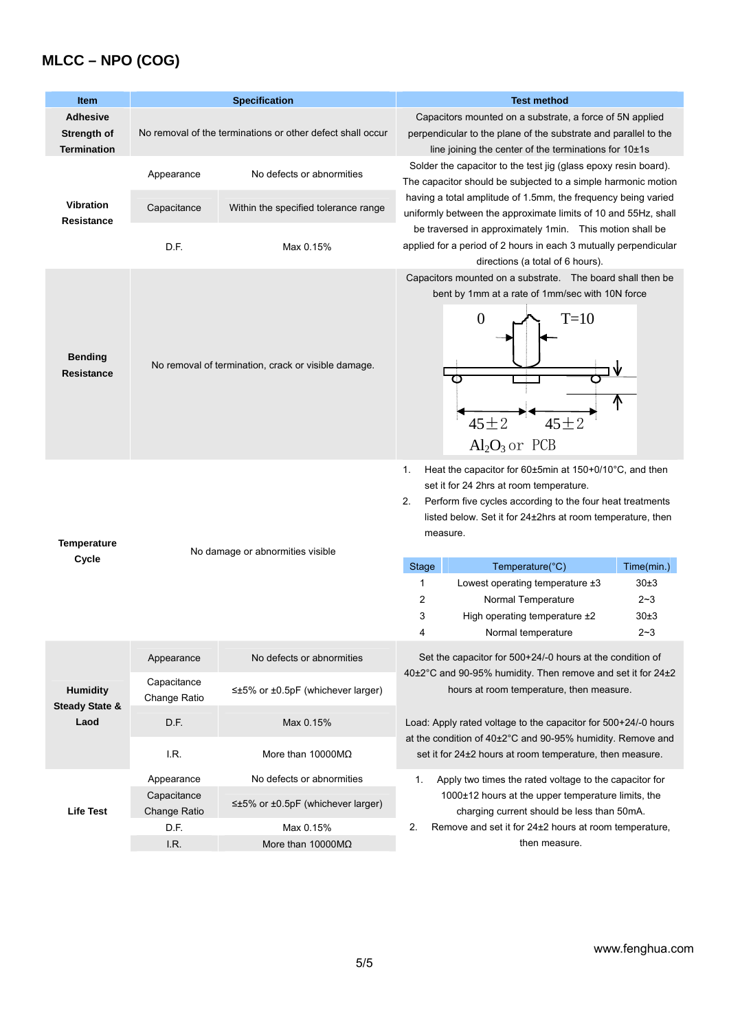## MLCC – NPO (COG)

| Item | Specification | | Test method |
|---|---|---|---|
| Adhesive Strength of Termination | No removal of the terminations or other defect shall occur | | Capacitors mounted on a substrate, a force of 5N applied perpendicular to the plane of the substrate and parallel to the line joining the center of the terminations for 10±1s |
| Vibration Resistance | Appearance | No defects or abnormities | Solder the capacitor to the test jig (glass epoxy resin board). The capacitor should be subjected to a simple harmonic motion having a total amplitude of 1.5mm, the frequency being varied uniformly between the approximate limits of 10 and 55Hz, shall be traversed in approximately 1min. This motion shall be applied for a period of 2 hours in each 3 mutually perpendicular directions (a total of 6 hours). |
| | Capacitance | Within the specified tolerance range | |
| | D.F. | Max 0.15% | |
| Bending Resistance | No removal of termination, crack or visible damage. | | Capacitors mounted on a substrate. The board shall then be bent by 1mm at a rate of 1mm/sec with 10N force<br>0 T=10<br>45±2 45±2<br>$Al_2O_3$ or PCB |
| Temperature Cycle | No damage or abnormities visible | | 1. Heat the capacitor for 60±5min at 150+0/10°C, and then set it for 24 2hrs at room temperature.<br>2. Perform five cycles according to the four heat treatments listed below. Set it for 24±2hrs at room temperature, then measure.<br>Stage / Temperature(°C) / Time(min.)<br>1 / Lowest operating temperature ±3 / 30±3<br>2 / Normal Temperature / 2~3<br>3 / High operating temperature ±2 / 30±3<br>4 / Normal temperature / 2~3 |
| Humidity Steady State & Laod | Appearance | No defects or abnormities | Set the capacitor for 500+24/-0 hours at the condition of 40±2°C and 90-95% humidity. Then remove and set it for 24±2 hours at room temperature, then measure.<br><br>Load: Apply rated voltage to the capacitor for 500+24/-0 hours at the condition of 40±2°C and 90-95% humidity. Remove and set it for 24±2 hours at room temperature, then measure. |
| | Capacitance Change Ratio | ≤±5% or ±0.5pF (whichever larger) | |
| | D.F. | Max 0.15% | |
| | I.R. | More than 10000MΩ | |
| Life Test | Appearance | No defects or abnormities | 1. Apply two times the rated voltage to the capacitor for 1000±12 hours at the upper temperature limits, the charging current should be less than 50mA.<br>2. Remove and set it for 24±2 hours at room temperature, then measure. |
| | Capacitance Change Ratio | ≤±5% or ±0.5pF (whichever larger) | |
| | D.F. | Max 0.15% | |
| | I.R. | More than 10000MΩ | |

www.fenghua.com